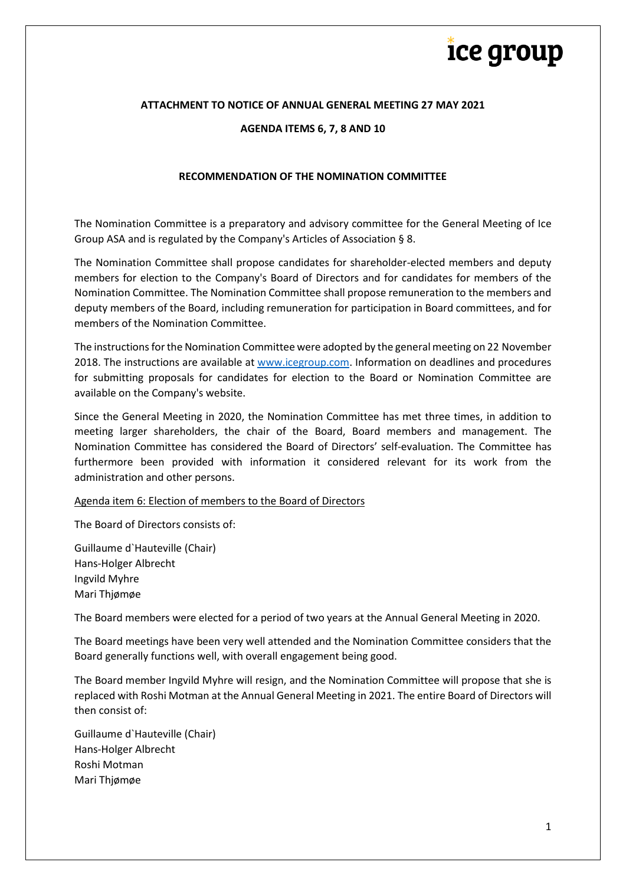**ATTACHMENT TO NOTICE OF ANNUAL GENERAL MEETING 27 MAY 2021**

**AGENDA ITEMS 6, 7, 8 AND 10**

**RECOMMENDATION OF THE NOMINATION COMMITTEE**

The Nomination Committee is a preparatory and advisory committee for the General Meeting of Ice Group ASA and is regulated by the Company's Articles of Association § 8.

The Nomination Committee shall propose candidates for shareholder-elected members and deputy members for election to the Company's Board of Directors and for candidates for members of the Nomination Committee. The Nomination Committee shall propose remuneration to the members and deputy members of the Board, including remuneration for participation in Board committees, and for members of the Nomination Committee.

The instructions for the Nomination Committee were adopted by the general meeting on 22 November 2018. The instructions are available at [www.icegroup.com](www.icegroup.com). Information on deadlines and procedures for submitting proposals for candidates for election to the Board or Nomination Committee are available on the Company's website.

Since the General Meeting in 2020, the Nomination Committee has met three times, in addition to meeting larger shareholders, the chair of the Board, Board members and management. The Nomination Committee has considered the Board of Directors' self-evaluation. The Committee has furthermore been provided with information it considered relevant for its work from the administration and other persons.

<u>Agenda item 6: Election of members to the Board of Directors</u>

The Board of Directors consists of:

Guillaume d`Hauteville (Chair)
Hans-Holger Albrecht
Ingvild Myhre
Mari Thjømøe

The Board members were elected for a period of two years at the Annual General Meeting in 2020.

The Board meetings have been very well attended and the Nomination Committee considers that the Board generally functions well, with overall engagement being good.

The Board member Ingvild Myhre will resign, and the Nomination Committee will propose that she is replaced with Roshi Motman at the Annual General Meeting in 2021. The entire Board of Directors will then consist of:

Guillaume d`Hauteville (Chair)
Hans-Holger Albrecht
Roshi Motman
Mari Thjømøe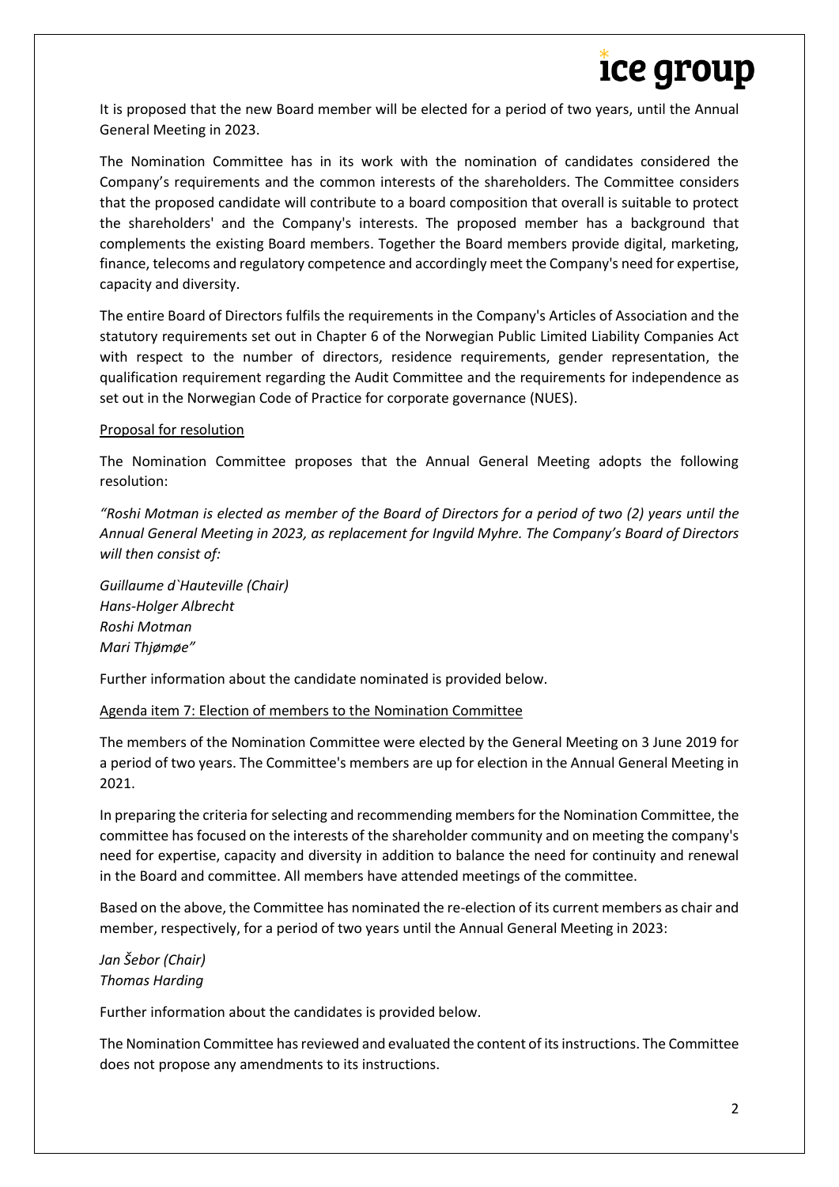It is proposed that the new Board member will be elected for a period of two years, until the Annual General Meeting in 2023.

The Nomination Committee has in its work with the nomination of candidates considered the Company's requirements and the common interests of the shareholders. The Committee considers that the proposed candidate will contribute to a board composition that overall is suitable to protect the shareholders' and the Company's interests. The proposed member has a background that complements the existing Board members. Together the Board members provide digital, marketing, finance, telecoms and regulatory competence and accordingly meet the Company's need for expertise, capacity and diversity.

The entire Board of Directors fulfils the requirements in the Company's Articles of Association and the statutory requirements set out in Chapter 6 of the Norwegian Public Limited Liability Companies Act with respect to the number of directors, residence requirements, gender representation, the qualification requirement regarding the Audit Committee and the requirements for independence as set out in the Norwegian Code of Practice for corporate governance (NUES).

Proposal for resolution

The Nomination Committee proposes that the Annual General Meeting adopts the following resolution:

*"Roshi Motman is elected as member of the Board of Directors for a period of two (2) years until the Annual General Meeting in 2023, as replacement for Ingvild Myhre. The Company's Board of Directors will then consist of:*

*Guillaume d`Hauteville (Chair)*
*Hans-Holger Albrecht*
*Roshi Motman*
*Mari Thjømøe"*

Further information about the candidate nominated is provided below.

Agenda item 7: Election of members to the Nomination Committee

The members of the Nomination Committee were elected by the General Meeting on 3 June 2019 for a period of two years. The Committee's members are up for election in the Annual General Meeting in 2021.

In preparing the criteria for selecting and recommending members for the Nomination Committee, the committee has focused on the interests of the shareholder community and on meeting the company's need for expertise, capacity and diversity in addition to balance the need for continuity and renewal in the Board and committee. All members have attended meetings of the committee.

Based on the above, the Committee has nominated the re-election of its current members as chair and member, respectively, for a period of two years until the Annual General Meeting in 2023:

*Jan Šebor (Chair)*
*Thomas Harding*

Further information about the candidates is provided below.

The Nomination Committee has reviewed and evaluated the content of its instructions. The Committee does not propose any amendments to its instructions.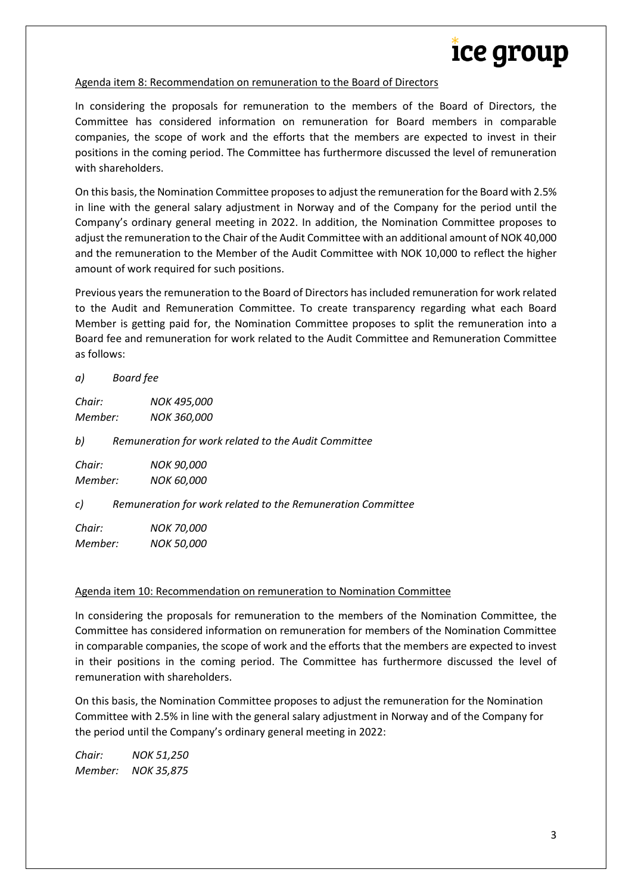Agenda item 8: Recommendation on remuneration to the Board of Directors

In considering the proposals for remuneration to the members of the Board of Directors, the Committee has considered information on remuneration for Board members in comparable companies, the scope of work and the efforts that the members are expected to invest in their positions in the coming period. The Committee has furthermore discussed the level of remuneration with shareholders.

On this basis, the Nomination Committee proposes to adjust the remuneration for the Board with 2.5% in line with the general salary adjustment in Norway and of the Company for the period until the Company's ordinary general meeting in 2022. In addition, the Nomination Committee proposes to adjust the remuneration to the Chair of the Audit Committee with an additional amount of NOK 40,000 and the remuneration to the Member of the Audit Committee with NOK 10,000 to reflect the higher amount of work required for such positions.

Previous years the remuneration to the Board of Directors has included remuneration for work related to the Audit and Remuneration Committee. To create transparency regarding what each Board Member is getting paid for, the Nomination Committee proposes to split the remuneration into a Board fee and remuneration for work related to the Audit Committee and Remuneration Committee as follows:

*a) Board fee*

*Chair: NOK 495,000*
*Member: NOK 360,000*

*b) Remuneration for work related to the Audit Committee*

*Chair: NOK 90,000*
*Member: NOK 60,000*

*c) Remuneration for work related to the Remuneration Committee*

*Chair: NOK 70,000*
*Member: NOK 50,000*

Agenda item 10: Recommendation on remuneration to Nomination Committee

In considering the proposals for remuneration to the members of the Nomination Committee, the Committee has considered information on remuneration for members of the Nomination Committee in comparable companies, the scope of work and the efforts that the members are expected to invest in their positions in the coming period. The Committee has furthermore discussed the level of remuneration with shareholders.

On this basis, the Nomination Committee proposes to adjust the remuneration for the Nomination Committee with 2.5% in line with the general salary adjustment in Norway and of the Company for the period until the Company's ordinary general meeting in 2022:

*Chair: NOK 51,250*
*Member: NOK 35,875*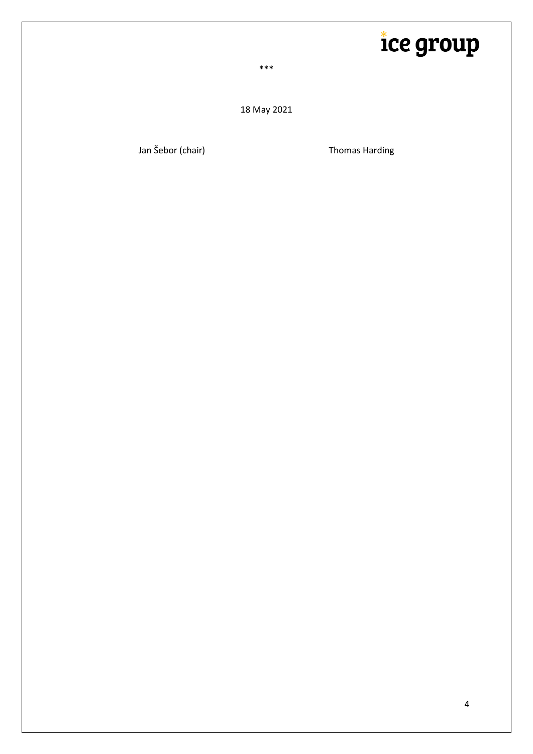***

18 May 2021

Jan Šebor (chair) Thomas Harding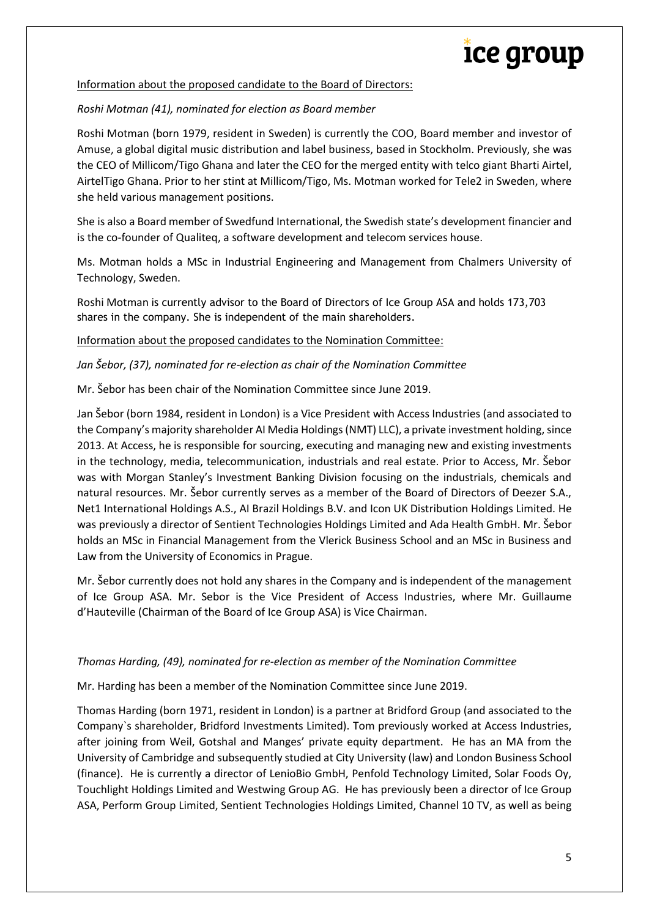Information about the proposed candidate to the Board of Directors:

*Roshi Motman (41), nominated for election as Board member*

Roshi Motman (born 1979, resident in Sweden) is currently the COO, Board member and investor of Amuse, a global digital music distribution and label business, based in Stockholm. Previously, she was the CEO of Millicom/Tigo Ghana and later the CEO for the merged entity with telco giant Bharti Airtel, AirtelTigo Ghana. Prior to her stint at Millicom/Tigo, Ms. Motman worked for Tele2 in Sweden, where she held various management positions.

She is also a Board member of Swedfund International, the Swedish state's development financier and is the co-founder of Qualiteq, a software development and telecom services house.

Ms. Motman holds a MSc in Industrial Engineering and Management from Chalmers University of Technology, Sweden.

Roshi Motman is currently advisor to the Board of Directors of Ice Group ASA and holds 173,703 shares in the company. She is independent of the main shareholders.

Information about the proposed candidates to the Nomination Committee:

*Jan Šebor, (37), nominated for re-election as chair of the Nomination Committee*

Mr. Šebor has been chair of the Nomination Committee since June 2019.

Jan Šebor (born 1984, resident in London) is a Vice President with Access Industries (and associated to the Company's majority shareholder AI Media Holdings (NMT) LLC), a private investment holding, since 2013. At Access, he is responsible for sourcing, executing and managing new and existing investments in the technology, media, telecommunication, industrials and real estate. Prior to Access, Mr. Šebor was with Morgan Stanley's Investment Banking Division focusing on the industrials, chemicals and natural resources. Mr. Šebor currently serves as a member of the Board of Directors of Deezer S.A., Net1 International Holdings A.S., AI Brazil Holdings B.V. and Icon UK Distribution Holdings Limited. He was previously a director of Sentient Technologies Holdings Limited and Ada Health GmbH. Mr. Šebor holds an MSc in Financial Management from the Vlerick Business School and an MSc in Business and Law from the University of Economics in Prague.

Mr. Šebor currently does not hold any shares in the Company and is independent of the management of Ice Group ASA. Mr. Sebor is the Vice President of Access Industries, where Mr. Guillaume d'Hauteville (Chairman of the Board of Ice Group ASA) is Vice Chairman.

*Thomas Harding, (49), nominated for re-election as member of the Nomination Committee*

Mr. Harding has been a member of the Nomination Committee since June 2019.

Thomas Harding (born 1971, resident in London) is a partner at Bridford Group (and associated to the Company`s shareholder, Bridford Investments Limited). Tom previously worked at Access Industries, after joining from Weil, Gotshal and Manges' private equity department. He has an MA from the University of Cambridge and subsequently studied at City University (law) and London Business School (finance). He is currently a director of LenioBio GmbH, Penfold Technology Limited, Solar Foods Oy, Touchlight Holdings Limited and Westwing Group AG. He has previously been a director of Ice Group ASA, Perform Group Limited, Sentient Technologies Holdings Limited, Channel 10 TV, as well as being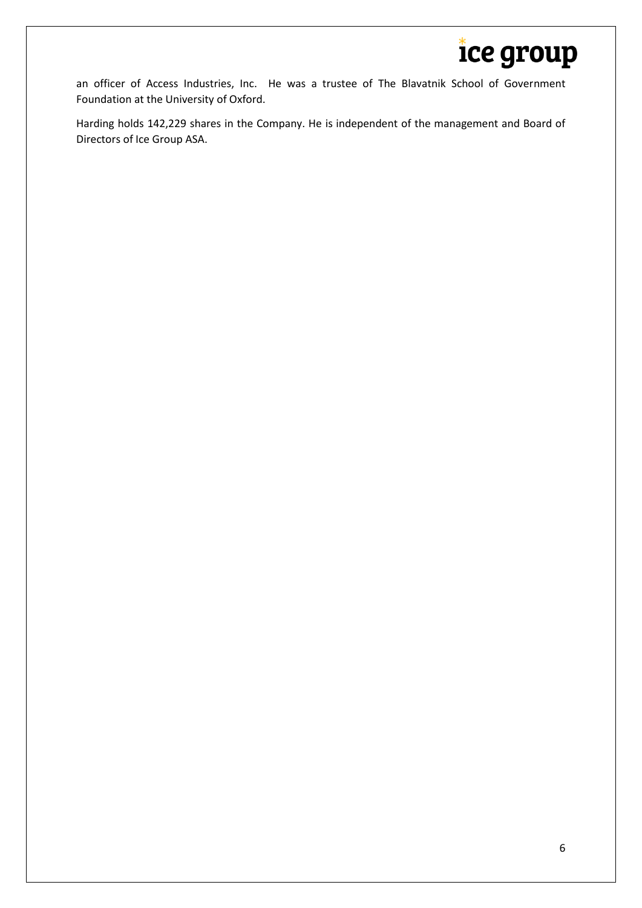an officer of Access Industries, Inc. He was a trustee of The Blavatnik School of Government Foundation at the University of Oxford.

Harding holds 142,229 shares in the Company. He is independent of the management and Board of Directors of Ice Group ASA.